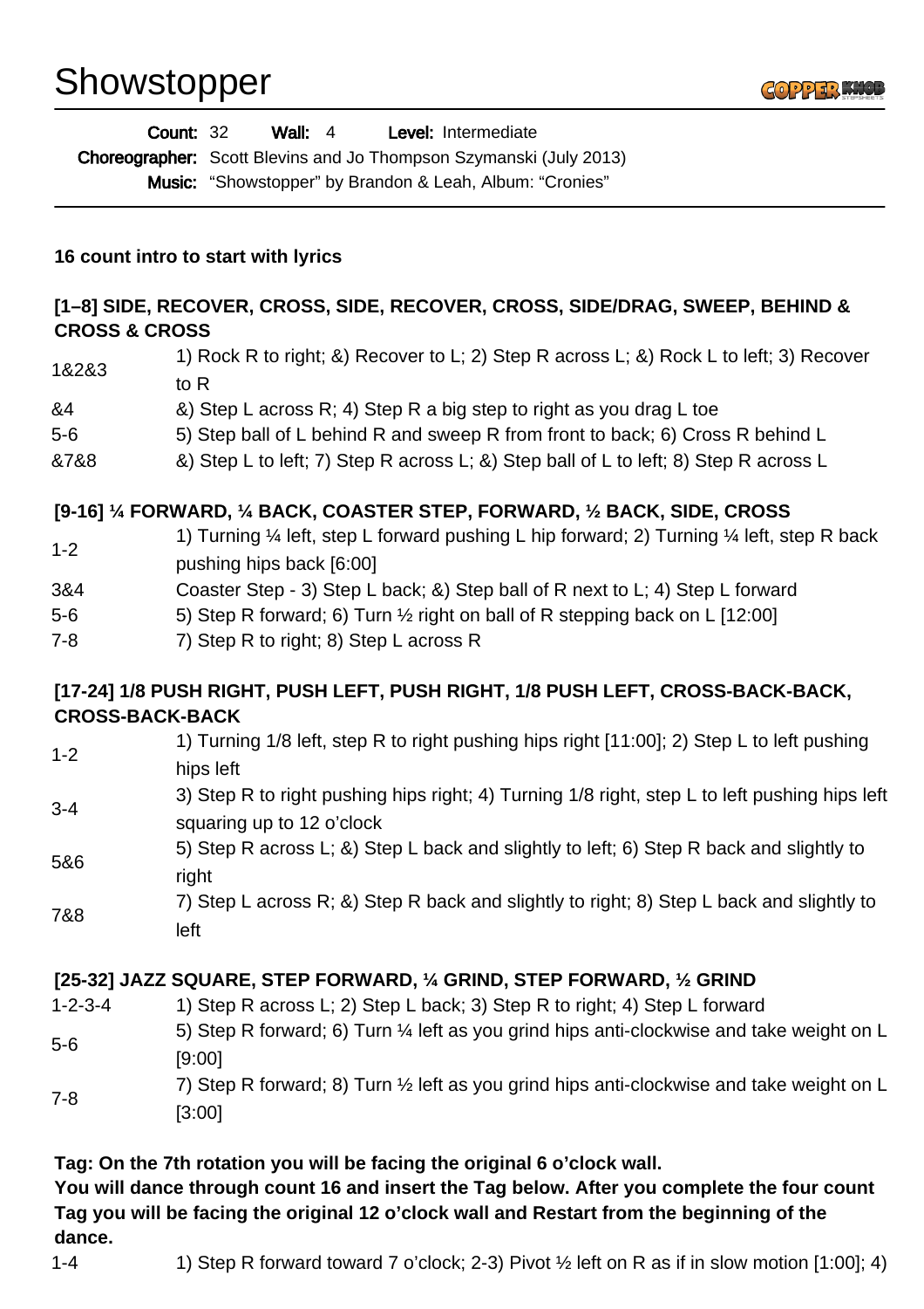# Showstopper

**Count:** 32 **Wall:** 4 **Level:** Intermediate
**Choreographer:** Scott Blevins and Jo Thompson Szymanski (July 2013)
**Music:** "Showstopper" by Brandon & Leah, Album: "Cronies"

**16 count intro to start with lyrics**

**[1–8] SIDE, RECOVER, CROSS, SIDE, RECOVER, CROSS, SIDE/DRAG, SWEEP, BEHIND & CROSS & CROSS**

| | |
|---|---|
| 1&2&3 | 1) Rock R to right; &) Recover to L; 2) Step R across L; &) Rock L to left; 3) Recover to R |
| &4 | &) Step L across R; 4) Step R a big step to right as you drag L toe |
| 5-6 | 5) Step ball of L behind R and sweep R from front to back; 6) Cross R behind L |
| &7&8 | &) Step L to left; 7) Step R across L; &) Step ball of L to left; 8) Step R across L |

**[9-16] ¼ FORWARD, ¼ BACK, COASTER STEP, FORWARD, ½ BACK, SIDE, CROSS**

| | |
|---|---|
| 1-2 | 1) Turning ¼ left, step L forward pushing L hip forward; 2) Turning ¼ left, step R back pushing hips back [6:00] |
| 3&4 | Coaster Step - 3) Step L back; &) Step ball of R next to L; 4) Step L forward |
| 5-6 | 5) Step R forward; 6) Turn ½ right on ball of R stepping back on L [12:00] |
| 7-8 | 7) Step R to right; 8) Step L across R |

**[17-24] 1/8 PUSH RIGHT, PUSH LEFT, PUSH RIGHT, 1/8 PUSH LEFT, CROSS-BACK-BACK, CROSS-BACK-BACK**

| | |
|---|---|
| 1-2 | 1) Turning 1/8 left, step R to right pushing hips right [11:00]; 2) Step L to left pushing hips left |
| 3-4 | 3) Step R to right pushing hips right; 4) Turning 1/8 right, step L to left pushing hips left squaring up to 12 o'clock |
| 5&6 | 5) Step R across L; &) Step L back and slightly to left; 6) Step R back and slightly to right |
| 7&8 | 7) Step L across R; &) Step R back and slightly to right; 8) Step L back and slightly to left |

**[25-32] JAZZ SQUARE, STEP FORWARD, ¼ GRIND, STEP FORWARD, ½ GRIND**

| | |
|---|---|
| 1-2-3-4 | 1) Step R across L; 2) Step L back; 3) Step R to right; 4) Step L forward |
| 5-6 | 5) Step R forward; 6) Turn ¼ left as you grind hips anti-clockwise and take weight on L [9:00] |
| 7-8 | 7) Step R forward; 8) Turn ½ left as you grind hips anti-clockwise and take weight on L [3:00] |

**Tag: On the 7th rotation you will be facing the original 6 o'clock wall.**
**You will dance through count 16 and insert the Tag below. After you complete the four count Tag you will be facing the original 12 o'clock wall and Restart from the beginning of the dance.**

| | |
|---|---|
| 1-4 | 1) Step R forward toward 7 o'clock; 2-3) Pivot ½ left on R as if in slow motion [1:00]; 4) |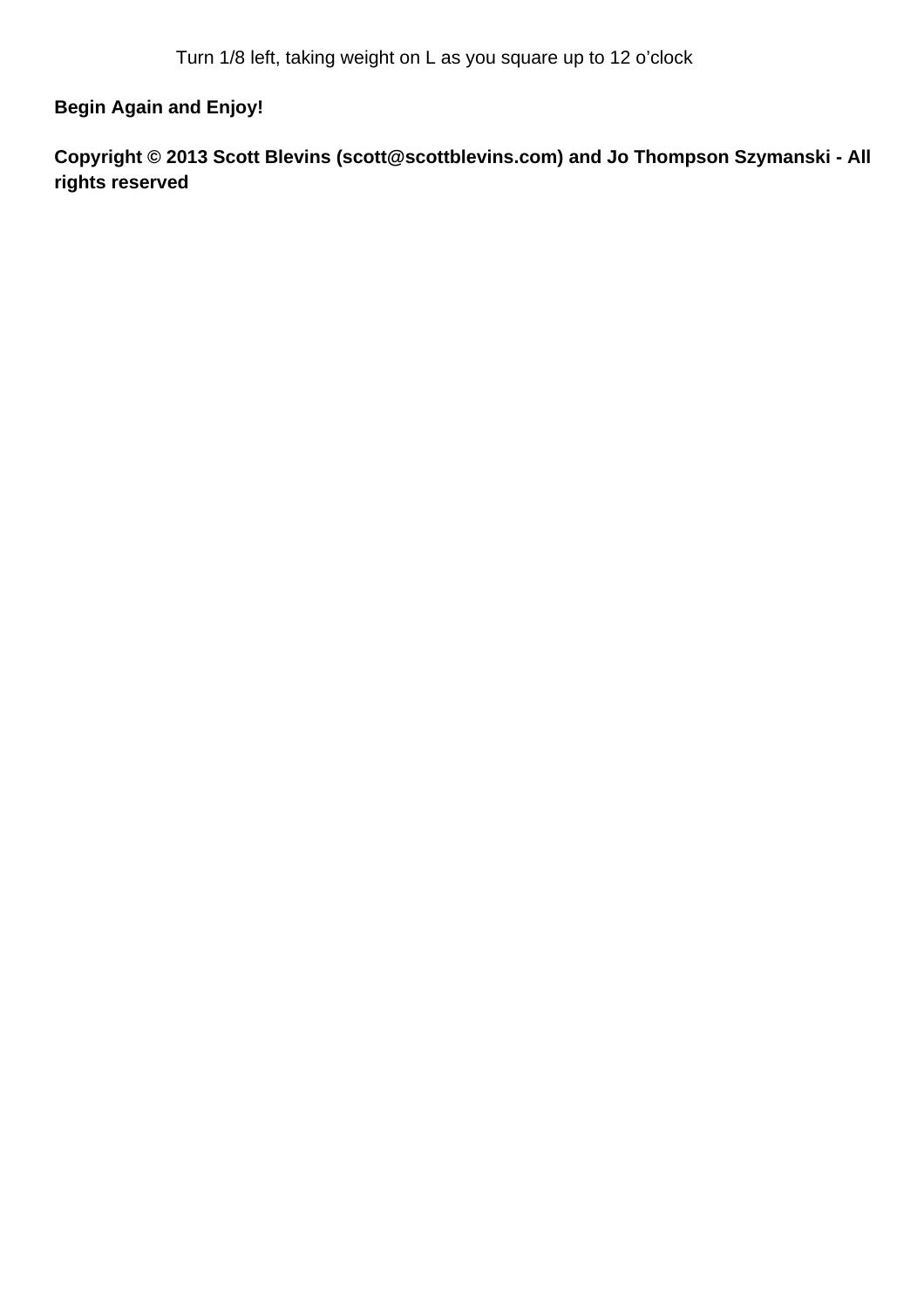Turn 1/8 left, taking weight on L as you square up to 12 o'clock

**Begin Again and Enjoy!**

**Copyright © 2013 Scott Blevins (scott@scottblevins.com) and Jo Thompson Szymanski - All rights reserved**